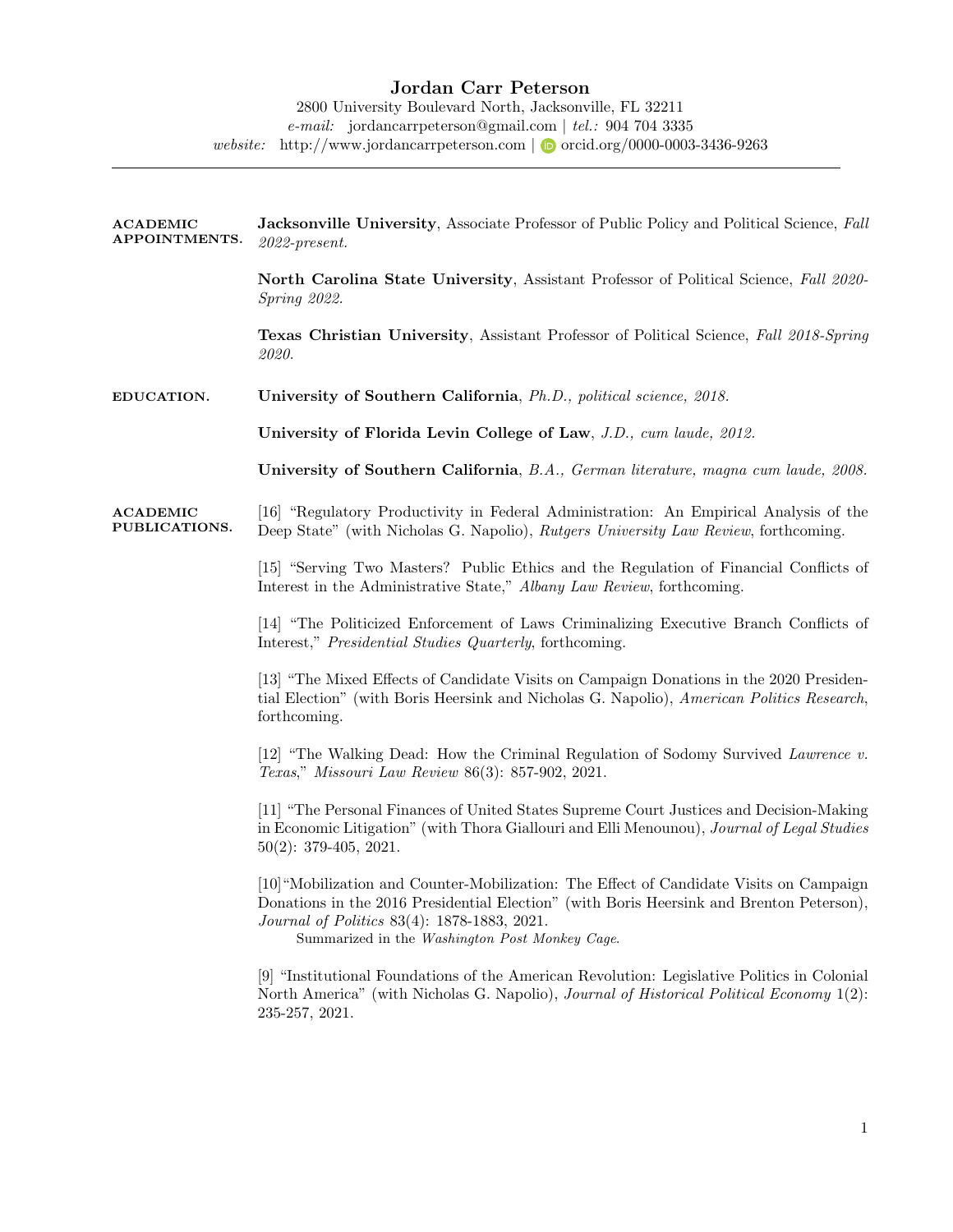# Jordan Carr Peterson

2800 University Boulevard North, Jacksonville, FL 32211
*e-mail:* jordancarrpeterson@gmail.com | *tel.:* 904 704 3335
*website:* http://www.jordancarrpeterson.com | orcid.org/0000-0003-3436-9263

---

## ACADEMIC APPOINTMENTS.

**Jacksonville University**, Associate Professor of Public Policy and Political Science, *Fall 2022-present.*

**North Carolina State University**, Assistant Professor of Political Science, *Fall 2020-Spring 2022.*

**Texas Christian University**, Assistant Professor of Political Science, *Fall 2018-Spring 2020.*

## EDUCATION.

**University of Southern California**, *Ph.D., political science, 2018.*

**University of Florida Levin College of Law**, *J.D., cum laude, 2012.*

**University of Southern California**, *B.A., German literature, magna cum laude, 2008.*

## ACADEMIC PUBLICATIONS.

[16] "Regulatory Productivity in Federal Administration: An Empirical Analysis of the Deep State" (with Nicholas G. Napolio), *Rutgers University Law Review*, forthcoming.

[15] "Serving Two Masters? Public Ethics and the Regulation of Financial Conflicts of Interest in the Administrative State," *Albany Law Review*, forthcoming.

[14] "The Politicized Enforcement of Laws Criminalizing Executive Branch Conflicts of Interest," *Presidential Studies Quarterly*, forthcoming.

[13] "The Mixed Effects of Candidate Visits on Campaign Donations in the 2020 Presidential Election" (with Boris Heersink and Nicholas G. Napolio), *American Politics Research*, forthcoming.

[12] "The Walking Dead: How the Criminal Regulation of Sodomy Survived *Lawrence v. Texas*," *Missouri Law Review* 86(3): 857-902, 2021.

[11] "The Personal Finances of United States Supreme Court Justices and Decision-Making in Economic Litigation" (with Thora Giallouri and Elli Menounou), *Journal of Legal Studies* 50(2): 379-405, 2021.

[10] "Mobilization and Counter-Mobilization: The Effect of Candidate Visits on Campaign Donations in the 2016 Presidential Election" (with Boris Heersink and Brenton Peterson), *Journal of Politics* 83(4): 1878-1883, 2021.
Summarized in the *Washington Post Monkey Cage*.

[9] "Institutional Foundations of the American Revolution: Legislative Politics in Colonial North America" (with Nicholas G. Napolio), *Journal of Historical Political Economy* 1(2): 235-257, 2021.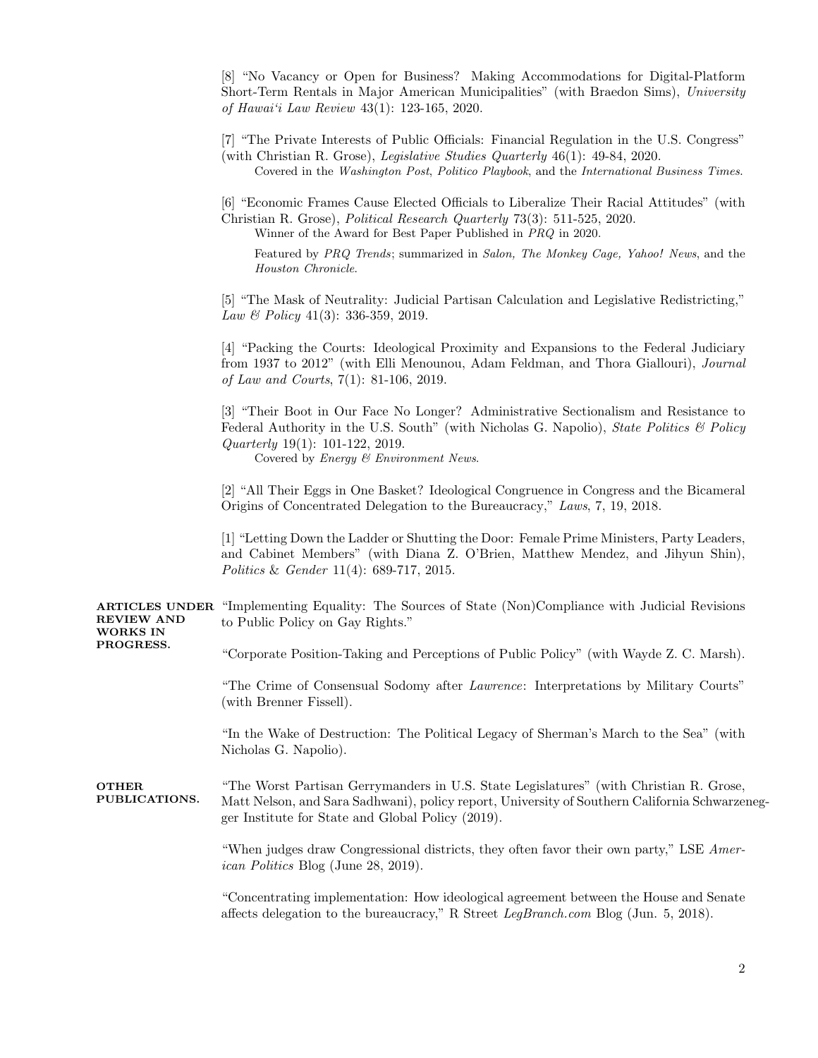[8] "No Vacancy or Open for Business? Making Accommodations for Digital-Platform Short-Term Rentals in Major American Municipalities" (with Braedon Sims), *University of Hawai'i Law Review* 43(1): 123-165, 2020.

[7] "The Private Interests of Public Officials: Financial Regulation in the U.S. Congress" (with Christian R. Grose), *Legislative Studies Quarterly* 46(1): 49-84, 2020.
Covered in the *Washington Post*, *Politico Playbook*, and the *International Business Times*.

[6] "Economic Frames Cause Elected Officials to Liberalize Their Racial Attitudes" (with Christian R. Grose), *Political Research Quarterly* 73(3): 511-525, 2020.
Winner of the Award for Best Paper Published in *PRQ* in 2020.

Featured by *PRQ Trends*; summarized in *Salon, The Monkey Cage, Yahoo! News*, and the *Houston Chronicle*.

[5] "The Mask of Neutrality: Judicial Partisan Calculation and Legislative Redistricting," *Law & Policy* 41(3): 336-359, 2019.

[4] "Packing the Courts: Ideological Proximity and Expansions to the Federal Judiciary from 1937 to 2012" (with Elli Menounou, Adam Feldman, and Thora Giallouri), *Journal of Law and Courts*, 7(1): 81-106, 2019.

[3] "Their Boot in Our Face No Longer? Administrative Sectionalism and Resistance to Federal Authority in the U.S. South" (with Nicholas G. Napolio), *State Politics & Policy Quarterly* 19(1): 101-122, 2019.
Covered by *Energy & Environment News*.

[2] "All Their Eggs in One Basket? Ideological Congruence in Congress and the Bicameral Origins of Concentrated Delegation to the Bureaucracy," *Laws*, 7, 19, 2018.

[1] "Letting Down the Ladder or Shutting the Door: Female Prime Ministers, Party Leaders, and Cabinet Members" (with Diana Z. O'Brien, Matthew Mendez, and Jihyun Shin), *Politics & Gender* 11(4): 689-717, 2015.

**ARTICLES UNDER REVIEW AND WORKS IN PROGRESS.**

"Implementing Equality: The Sources of State (Non)Compliance with Judicial Revisions to Public Policy on Gay Rights."

"Corporate Position-Taking and Perceptions of Public Policy" (with Wayde Z. C. Marsh).

"The Crime of Consensual Sodomy after *Lawrence*: Interpretations by Military Courts" (with Brenner Fissell).

"In the Wake of Destruction: The Political Legacy of Sherman's March to the Sea" (with Nicholas G. Napolio).

**OTHER PUBLICATIONS.**

"The Worst Partisan Gerrymanders in U.S. State Legislatures" (with Christian R. Grose, Matt Nelson, and Sara Sadhwani), policy report, University of Southern California Schwarzenegger Institute for State and Global Policy (2019).

"When judges draw Congressional districts, they often favor their own party," LSE *American Politics* Blog (June 28, 2019).

"Concentrating implementation: How ideological agreement between the House and Senate affects delegation to the bureaucracy," R Street *LegBranch.com* Blog (Jun. 5, 2018).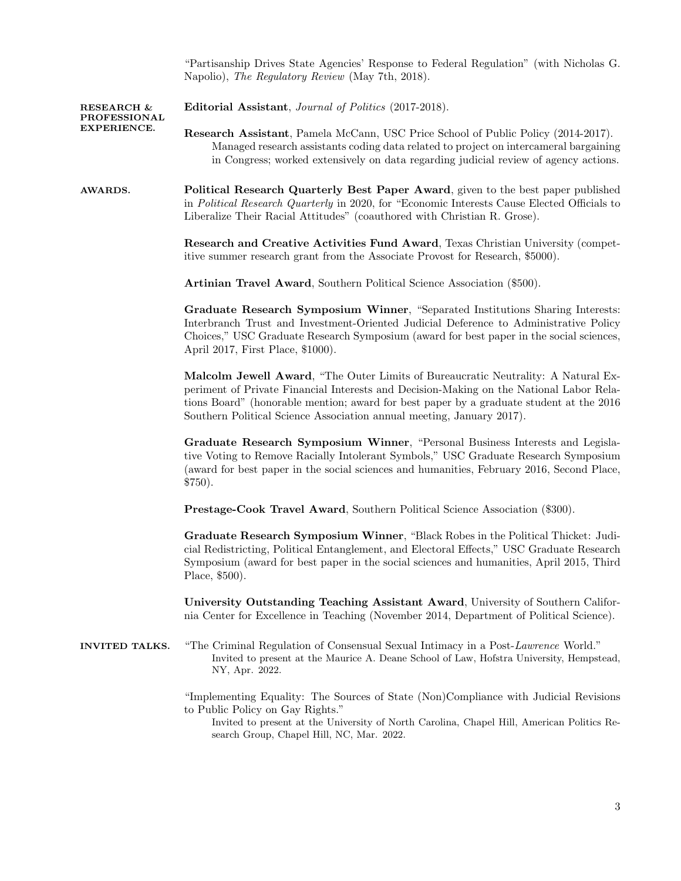"Partisanship Drives State Agencies' Response to Federal Regulation" (with Nicholas G. Napolio), *The Regulatory Review* (May 7th, 2018).

## RESEARCH & PROFESSIONAL EXPERIENCE.

**Editorial Assistant**, *Journal of Politics* (2017-2018).

**Research Assistant**, Pamela McCann, USC Price School of Public Policy (2014-2017).
Managed research assistants coding data related to project on intercameral bargaining in Congress; worked extensively on data regarding judicial review of agency actions.

## AWARDS.

**Political Research Quarterly Best Paper Award**, given to the best paper published in *Political Research Quarterly* in 2020, for "Economic Interests Cause Elected Officials to Liberalize Their Racial Attitudes" (coauthored with Christian R. Grose).

**Research and Creative Activities Fund Award**, Texas Christian University (competitive summer research grant from the Associate Provost for Research, $5000).

**Artinian Travel Award**, Southern Political Science Association ($500).

**Graduate Research Symposium Winner**, "Separated Institutions Sharing Interests: Interbranch Trust and Investment-Oriented Judicial Deference to Administrative Policy Choices," USC Graduate Research Symposium (award for best paper in the social sciences, April 2017, First Place, $1000).

**Malcolm Jewell Award**, "The Outer Limits of Bureaucratic Neutrality: A Natural Experiment of Private Financial Interests and Decision-Making on the National Labor Relations Board" (honorable mention; award for best paper by a graduate student at the 2016 Southern Political Science Association annual meeting, January 2017).

**Graduate Research Symposium Winner**, "Personal Business Interests and Legislative Voting to Remove Racially Intolerant Symbols," USC Graduate Research Symposium (award for best paper in the social sciences and humanities, February 2016, Second Place, $750).

**Prestage-Cook Travel Award**, Southern Political Science Association ($300).

**Graduate Research Symposium Winner**, "Black Robes in the Political Thicket: Judicial Redistricting, Political Entanglement, and Electoral Effects," USC Graduate Research Symposium (award for best paper in the social sciences and humanities, April 2015, Third Place, $500).

**University Outstanding Teaching Assistant Award**, University of Southern California Center for Excellence in Teaching (November 2014, Department of Political Science).

## INVITED TALKS.

"The Criminal Regulation of Consensual Sexual Intimacy in a Post-*Lawrence* World."
Invited to present at the Maurice A. Deane School of Law, Hofstra University, Hempstead, NY, Apr. 2022.

"Implementing Equality: The Sources of State (Non)Compliance with Judicial Revisions to Public Policy on Gay Rights."
Invited to present at the University of North Carolina, Chapel Hill, American Politics Research Group, Chapel Hill, NC, Mar. 2022.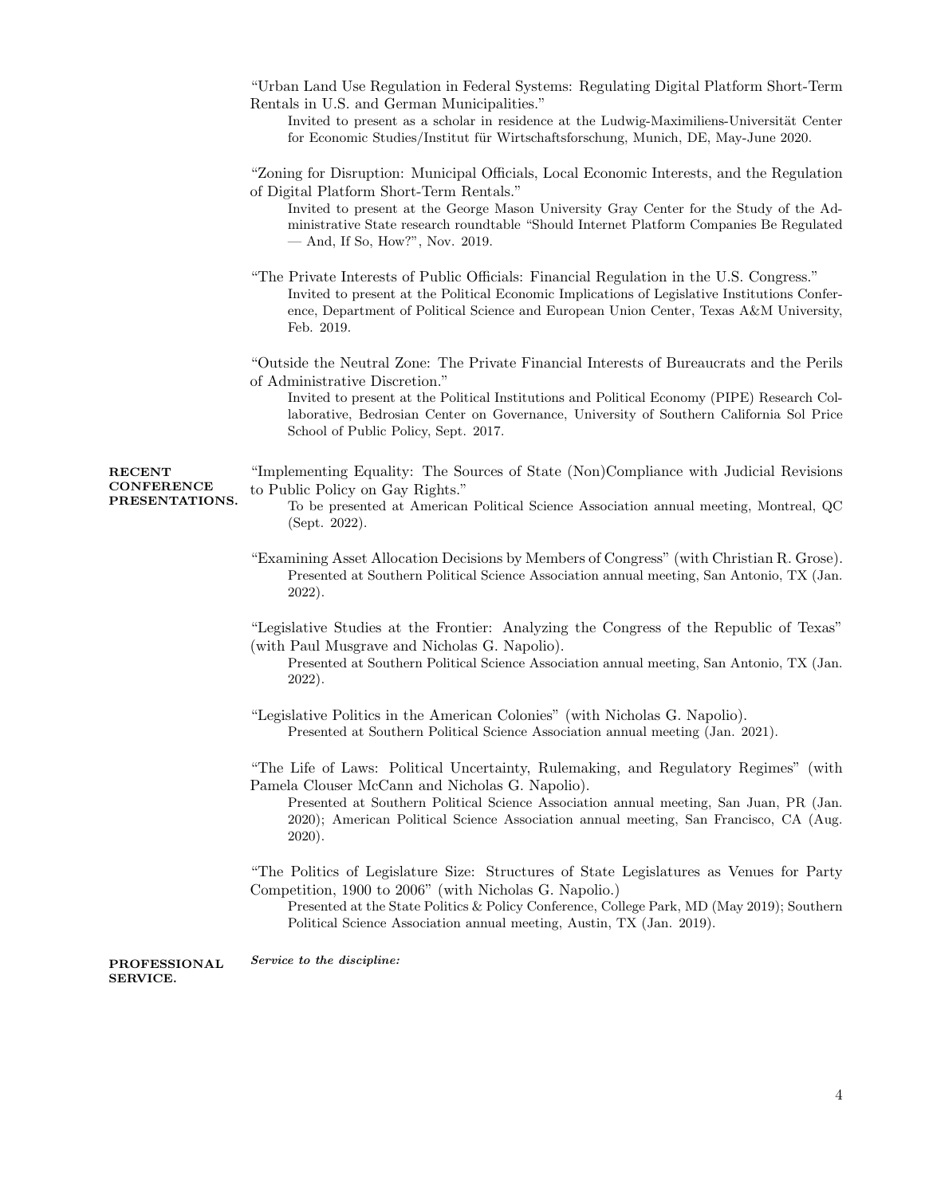"Urban Land Use Regulation in Federal Systems: Regulating Digital Platform Short-Term Rentals in U.S. and German Municipalities."
Invited to present as a scholar in residence at the Ludwig-Maximiliens-Universität Center for Economic Studies/Institut für Wirtschaftsforschung, Munich, DE, May-June 2020.

"Zoning for Disruption: Municipal Officials, Local Economic Interests, and the Regulation of Digital Platform Short-Term Rentals."
Invited to present at the George Mason University Gray Center for the Study of the Administrative State research roundtable "Should Internet Platform Companies Be Regulated — And, If So, How?", Nov. 2019.

"The Private Interests of Public Officials: Financial Regulation in the U.S. Congress."
Invited to present at the Political Economic Implications of Legislative Institutions Conference, Department of Political Science and European Union Center, Texas A&M University, Feb. 2019.

"Outside the Neutral Zone: The Private Financial Interests of Bureaucrats and the Perils of Administrative Discretion."
Invited to present at the Political Institutions and Political Economy (PIPE) Research Collaborative, Bedrosian Center on Governance, University of Southern California Sol Price School of Public Policy, Sept. 2017.

**RECENT CONFERENCE PRESENTATIONS.**

"Implementing Equality: The Sources of State (Non)Compliance with Judicial Revisions to Public Policy on Gay Rights."
To be presented at American Political Science Association annual meeting, Montreal, QC (Sept. 2022).

"Examining Asset Allocation Decisions by Members of Congress" (with Christian R. Grose).
Presented at Southern Political Science Association annual meeting, San Antonio, TX (Jan. 2022).

"Legislative Studies at the Frontier: Analyzing the Congress of the Republic of Texas" (with Paul Musgrave and Nicholas G. Napolio).
Presented at Southern Political Science Association annual meeting, San Antonio, TX (Jan. 2022).

"Legislative Politics in the American Colonies" (with Nicholas G. Napolio).
Presented at Southern Political Science Association annual meeting (Jan. 2021).

"The Life of Laws: Political Uncertainty, Rulemaking, and Regulatory Regimes" (with Pamela Clouser McCann and Nicholas G. Napolio).
Presented at Southern Political Science Association annual meeting, San Juan, PR (Jan. 2020); American Political Science Association annual meeting, San Francisco, CA (Aug. 2020).

"The Politics of Legislature Size: Structures of State Legislatures as Venues for Party Competition, 1900 to 2006" (with Nicholas G. Napolio.)
Presented at the State Politics & Policy Conference, College Park, MD (May 2019); Southern Political Science Association annual meeting, Austin, TX (Jan. 2019).

**PROFESSIONAL SERVICE.**

***Service to the discipline:***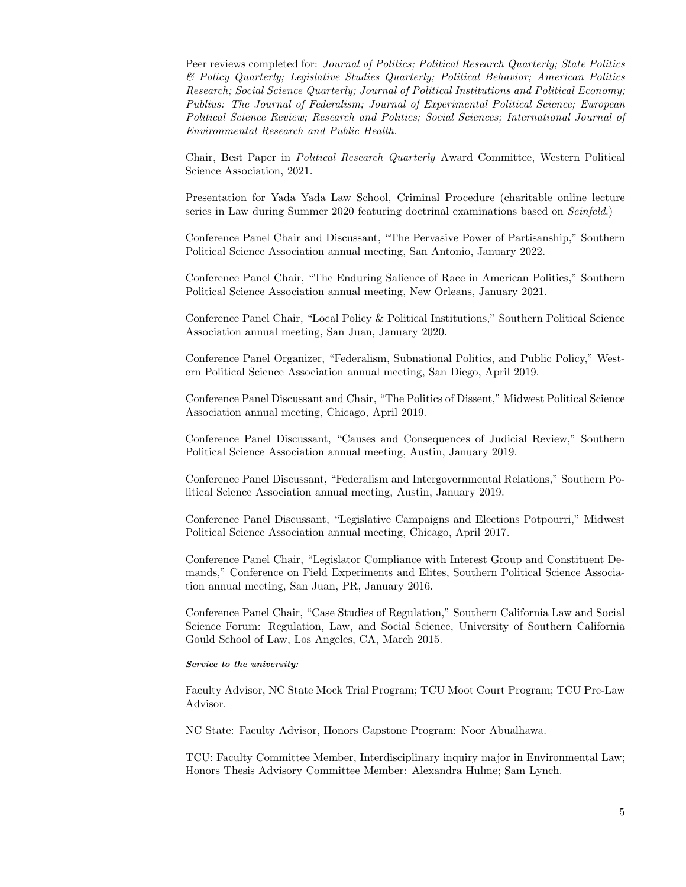Peer reviews completed for: *Journal of Politics; Political Research Quarterly; State Politics & Policy Quarterly; Legislative Studies Quarterly; Political Behavior; American Politics Research; Social Science Quarterly; Journal of Political Institutions and Political Economy; Publius: The Journal of Federalism; Journal of Experimental Political Science; European Political Science Review; Research and Politics; Social Sciences; International Journal of Environmental Research and Public Health.*

Chair, Best Paper in *Political Research Quarterly* Award Committee, Western Political Science Association, 2021.

Presentation for Yada Yada Law School, Criminal Procedure (charitable online lecture series in Law during Summer 2020 featuring doctrinal examinations based on *Seinfeld*.)

Conference Panel Chair and Discussant, "The Pervasive Power of Partisanship," Southern Political Science Association annual meeting, San Antonio, January 2022.

Conference Panel Chair, "The Enduring Salience of Race in American Politics," Southern Political Science Association annual meeting, New Orleans, January 2021.

Conference Panel Chair, "Local Policy & Political Institutions," Southern Political Science Association annual meeting, San Juan, January 2020.

Conference Panel Organizer, "Federalism, Subnational Politics, and Public Policy," Western Political Science Association annual meeting, San Diego, April 2019.

Conference Panel Discussant and Chair, "The Politics of Dissent," Midwest Political Science Association annual meeting, Chicago, April 2019.

Conference Panel Discussant, "Causes and Consequences of Judicial Review," Southern Political Science Association annual meeting, Austin, January 2019.

Conference Panel Discussant, "Federalism and Intergovernmental Relations," Southern Political Science Association annual meeting, Austin, January 2019.

Conference Panel Discussant, "Legislative Campaigns and Elections Potpourri," Midwest Political Science Association annual meeting, Chicago, April 2017.

Conference Panel Chair, "Legislator Compliance with Interest Group and Constituent Demands," Conference on Field Experiments and Elites, Southern Political Science Association annual meeting, San Juan, PR, January 2016.

Conference Panel Chair, "Case Studies of Regulation," Southern California Law and Social Science Forum: Regulation, Law, and Social Science, University of Southern California Gould School of Law, Los Angeles, CA, March 2015.

***Service to the university:***

Faculty Advisor, NC State Mock Trial Program; TCU Moot Court Program; TCU Pre-Law Advisor.

NC State: Faculty Advisor, Honors Capstone Program: Noor Abualhawa.

TCU: Faculty Committee Member, Interdisciplinary inquiry major in Environmental Law; Honors Thesis Advisory Committee Member: Alexandra Hulme; Sam Lynch.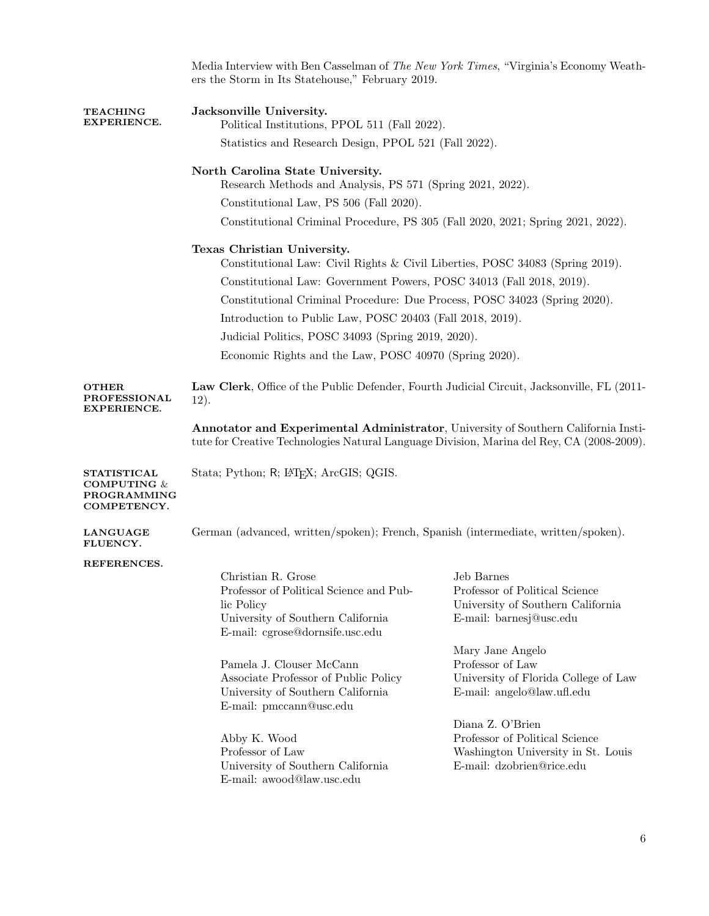Media Interview with Ben Casselman of *The New York Times*, "Virginia's Economy Weathers the Storm in Its Statehouse," February 2019.

## TEACHING EXPERIENCE.

**Jacksonville University.**

Political Institutions, PPOL 511 (Fall 2022).

Statistics and Research Design, PPOL 521 (Fall 2022).

**North Carolina State University.**

Research Methods and Analysis, PS 571 (Spring 2021, 2022).

Constitutional Law, PS 506 (Fall 2020).

Constitutional Criminal Procedure, PS 305 (Fall 2020, 2021; Spring 2021, 2022).

**Texas Christian University.**

Constitutional Law: Civil Rights & Civil Liberties, POSC 34083 (Spring 2019).

Constitutional Law: Government Powers, POSC 34013 (Fall 2018, 2019).

Constitutional Criminal Procedure: Due Process, POSC 34023 (Spring 2020).

Introduction to Public Law, POSC 20403 (Fall 2018, 2019).

Judicial Politics, POSC 34093 (Spring 2019, 2020).

Economic Rights and the Law, POSC 40970 (Spring 2020).

## OTHER PROFESSIONAL EXPERIENCE.

**Law Clerk**, Office of the Public Defender, Fourth Judicial Circuit, Jacksonville, FL (2011-12).

**Annotator and Experimental Administrator**, University of Southern California Institute for Creative Technologies Natural Language Division, Marina del Rey, CA (2008-2009).

## STATISTICAL COMPUTING & PROGRAMMING COMPETENCY.

Stata; Python; R; LaTeX; ArcGIS; QGIS.

## LANGUAGE FLUENCY.

German (advanced, written/spoken); French, Spanish (intermediate, written/spoken).

## REFERENCES.

Christian R. Grose
Professor of Political Science and Public Policy
University of Southern California
E-mail: cgrose@dornsife.usc.edu

Pamela J. Clouser McCann
Associate Professor of Public Policy
University of Southern California
E-mail: pmccann@usc.edu

Abby K. Wood
Professor of Law
University of Southern California
E-mail: awood@law.usc.edu

Jeb Barnes
Professor of Political Science
University of Southern California
E-mail: barnesj@usc.edu

Mary Jane Angelo
Professor of Law
University of Florida College of Law
E-mail: angelo@law.ufl.edu

Diana Z. O'Brien
Professor of Political Science
Washington University in St. Louis
E-mail: dzobrien@rice.edu